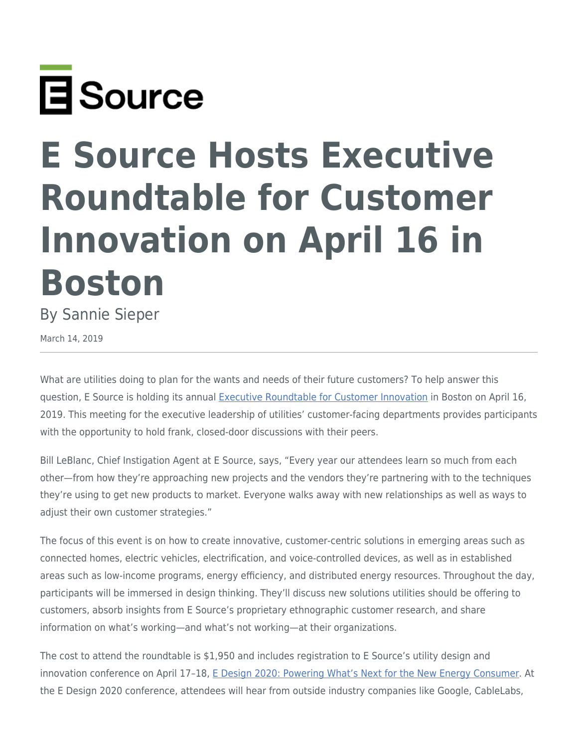E Source

# E Source Hosts Executive Roundtable for Customer Innovation on April 16 in Boston

By Sannie Sieper

March 14, 2019

---

What are utilities doing to plan for the wants and needs of their future customers? To help answer this question, E Source is holding its annual [Executive Roundtable for Customer Innovation]() in Boston on April 16, 2019. This meeting for the executive leadership of utilities' customer-facing departments provides participants with the opportunity to hold frank, closed-door discussions with their peers.

Bill LeBlanc, Chief Instigation Agent at E Source, says, "Every year our attendees learn so much from each other—from how they're approaching new projects and the vendors they're partnering with to the techniques they're using to get new products to market. Everyone walks away with new relationships as well as ways to adjust their own customer strategies."

The focus of this event is on how to create innovative, customer-centric solutions in emerging areas such as connected homes, electric vehicles, electrification, and voice-controlled devices, as well as in established areas such as low-income programs, energy efficiency, and distributed energy resources. Throughout the day, participants will be immersed in design thinking. They'll discuss new solutions utilities should be offering to customers, absorb insights from E Source's proprietary ethnographic customer research, and share information on what's working—and what's not working—at their organizations.

The cost to attend the roundtable is $1,950 and includes registration to E Source's utility design and innovation conference on April 17–18, [E Design 2020: Powering What's Next for the New Energy Consumer](). At the E Design 2020 conference, attendees will hear from outside industry companies like Google, CableLabs,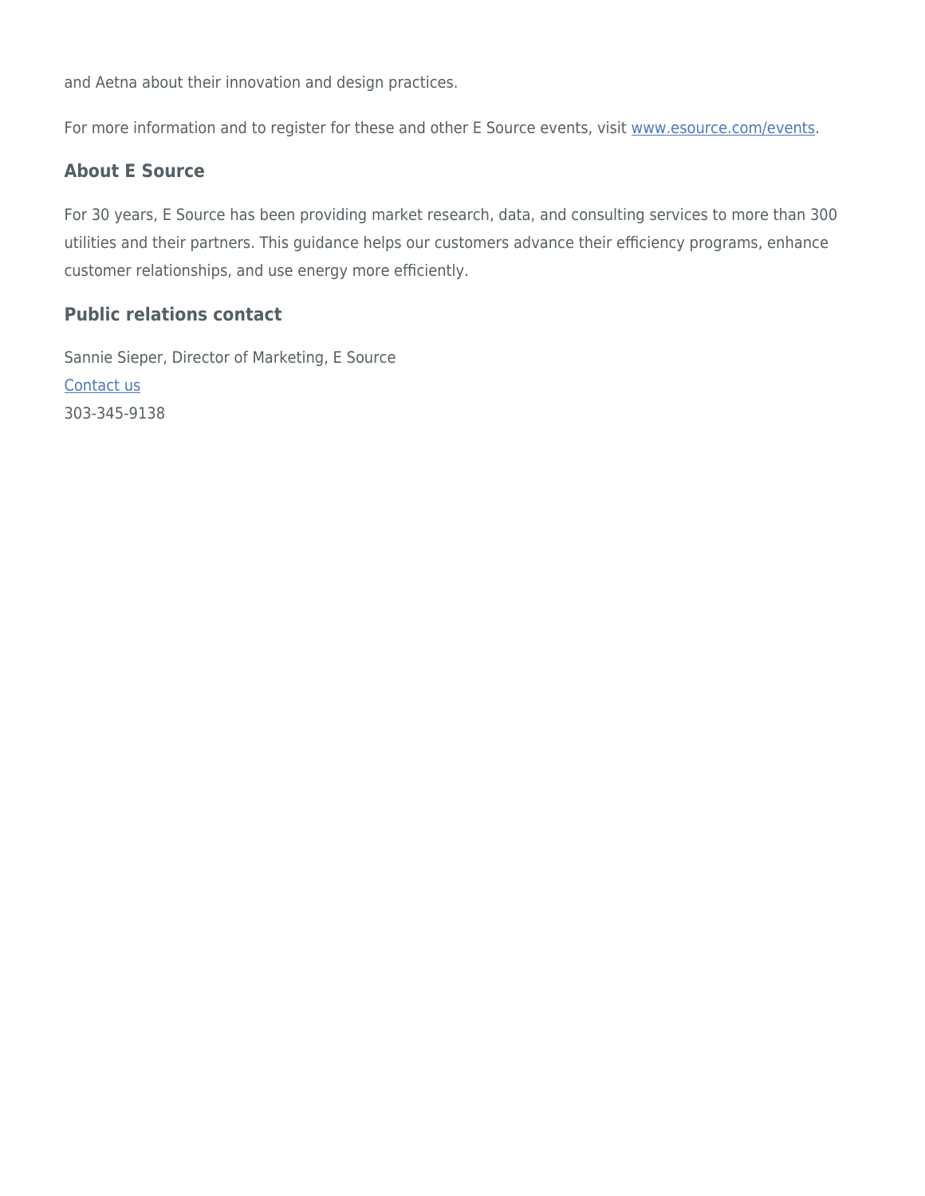and Aetna about their innovation and design practices.

For more information and to register for these and other E Source events, visit [www.esource.com/events](www.esource.com/events).

### About E Source

For 30 years, E Source has been providing market research, data, and consulting services to more than 300 utilities and their partners. This guidance helps our customers advance their efficiency programs, enhance customer relationships, and use energy more efficiently.

### Public relations contact

Sannie Sieper, Director of Marketing, E Source
Contact us
303-345-9138